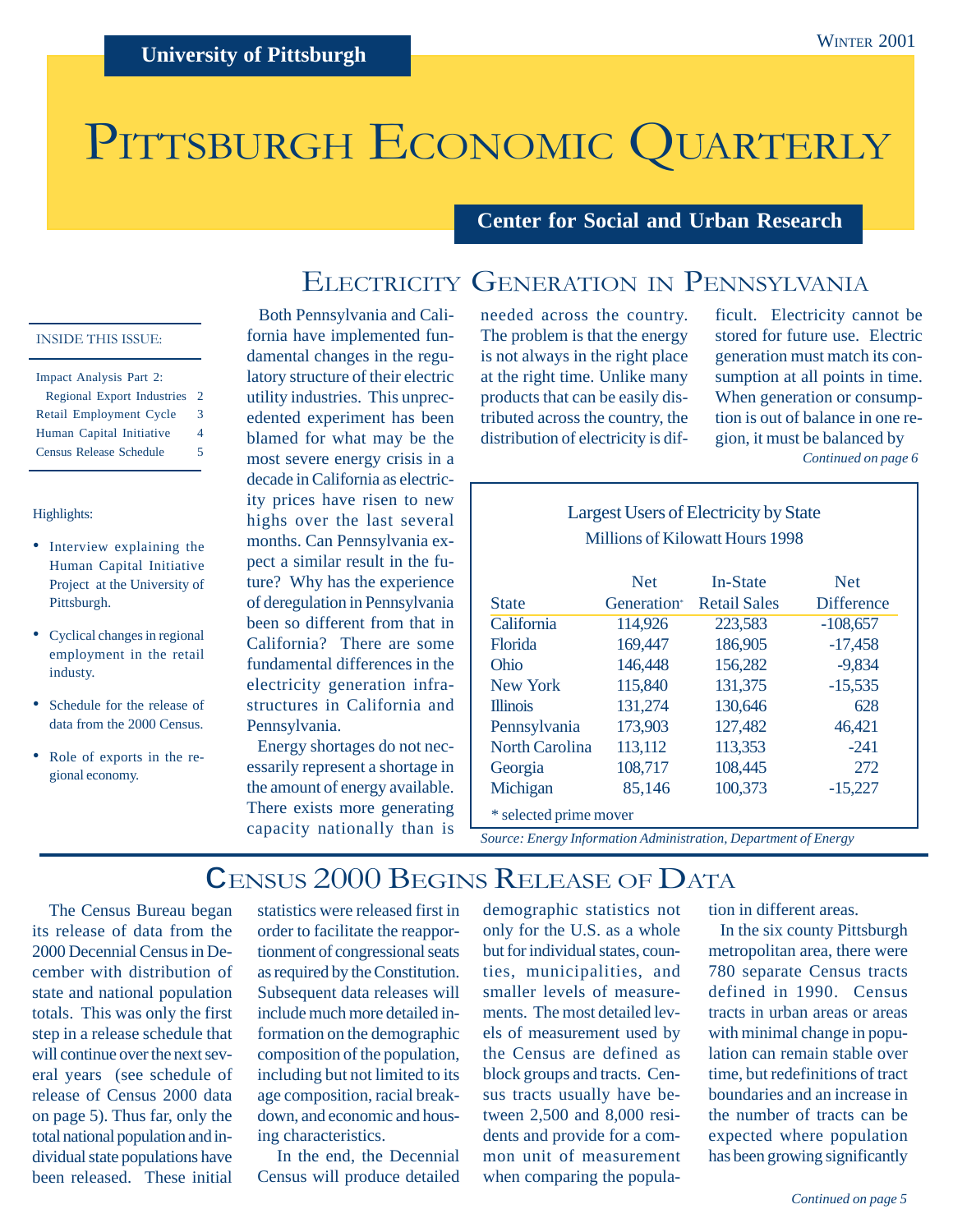**University of Pittsburgh**

WINTER 2001

# PITTSBURGH ECONOMIC QUARTERLY

**Center for Social and Urban Research**

INSIDE THIS ISSUE:

- Impact Analysis Part 2: Regional Export Industries — 2
- Retail Employment Cycle — 3
- Human Capital Initiative — 4
- Census Release Schedule — 5

Highlights:

- Interview explaining the Human Capital Initiative Project at the University of Pittsburgh.
- Cyclical changes in regional employment in the retail industy.
- Schedule for the release of data from the 2000 Census.
- Role of exports in the regional economy.

## ELECTRICITY GENERATION IN PENNSYLVANIA

Both Pennsylvania and California have implemented fundamental changes in the regulatory structure of their electric utility industries. This unprecedented experiment has been blamed for what may be the most severe energy crisis in a decade in California as electricity prices have risen to new highs over the last several months. Can Pennsylvania expect a similar result in the future? Why has the experience of deregulation in Pennsylvania been so different from that in California? There are some fundamental differences in the electricity generation infrastructures in California and Pennsylvania.

Energy shortages do not necessarily represent a shortage in the amount of energy available. There exists more generating capacity nationally than is needed across the country. The problem is that the energy is not always in the right place at the right time. Unlike many products that can be easily distributed across the country, the distribution of electricity is difficult. Electricity cannot be stored for future use. Electric generation must match its consumption at all points in time. When generation or consumption is out of balance in one region, it must be balanced by

*Continued on page 6*

Largest Users of Electricity by State
Millions of Kilowatt Hours 1998

| State | Net Generation* | In-State Retail Sales | Net Difference |
|---|---|---|---|
| California | 114,926 | 223,583 | -108,657 |
| Florida | 169,447 | 186,905 | -17,458 |
| Ohio | 146,448 | 156,282 | -9,834 |
| New York | 115,840 | 131,375 | -15,535 |
| Illinois | 131,274 | 130,646 | 628 |
| Pennsylvania | 173,903 | 127,482 | 46,421 |
| North Carolina | 113,112 | 113,353 | -241 |
| Georgia | 108,717 | 108,445 | 272 |
| Michigan | 85,146 | 100,373 | -15,227 |

\* selected prime mover

*Source: Energy Information Administration, Department of Energy*

## CENSUS 2000 BEGINS RELEASE OF DATA

The Census Bureau began its release of data from the 2000 Decennial Census in December with distribution of state and national population totals. This was only the first step in a release schedule that will continue over the next several years (see schedule of release of Census 2000 data on page 5). Thus far, only the total national population and individual state populations have been released. These initial statistics were released first in order to facilitate the reapportionment of congressional seats as required by the Constitution. Subsequent data releases will include much more detailed information on the demographic composition of the population, including but not limited to its age composition, racial breakdown, and economic and housing characteristics.

In the end, the Decennial Census will produce detailed demographic statistics not only for the U.S. as a whole but for individual states, counties, municipalities, and smaller levels of measurements. The most detailed levels of measurement used by the Census are defined as block groups and tracts. Census tracts usually have between 2,500 and 8,000 residents and provide for a common unit of measurement when comparing the population in different areas.

In the six county Pittsburgh metropolitan area, there were 780 separate Census tracts defined in 1990. Census tracts in urban areas or areas with minimal change in population can remain stable over time, but redefinitions of tract boundaries and an increase in the number of tracts can be expected where population has been growing significantly

*Continued on page 5*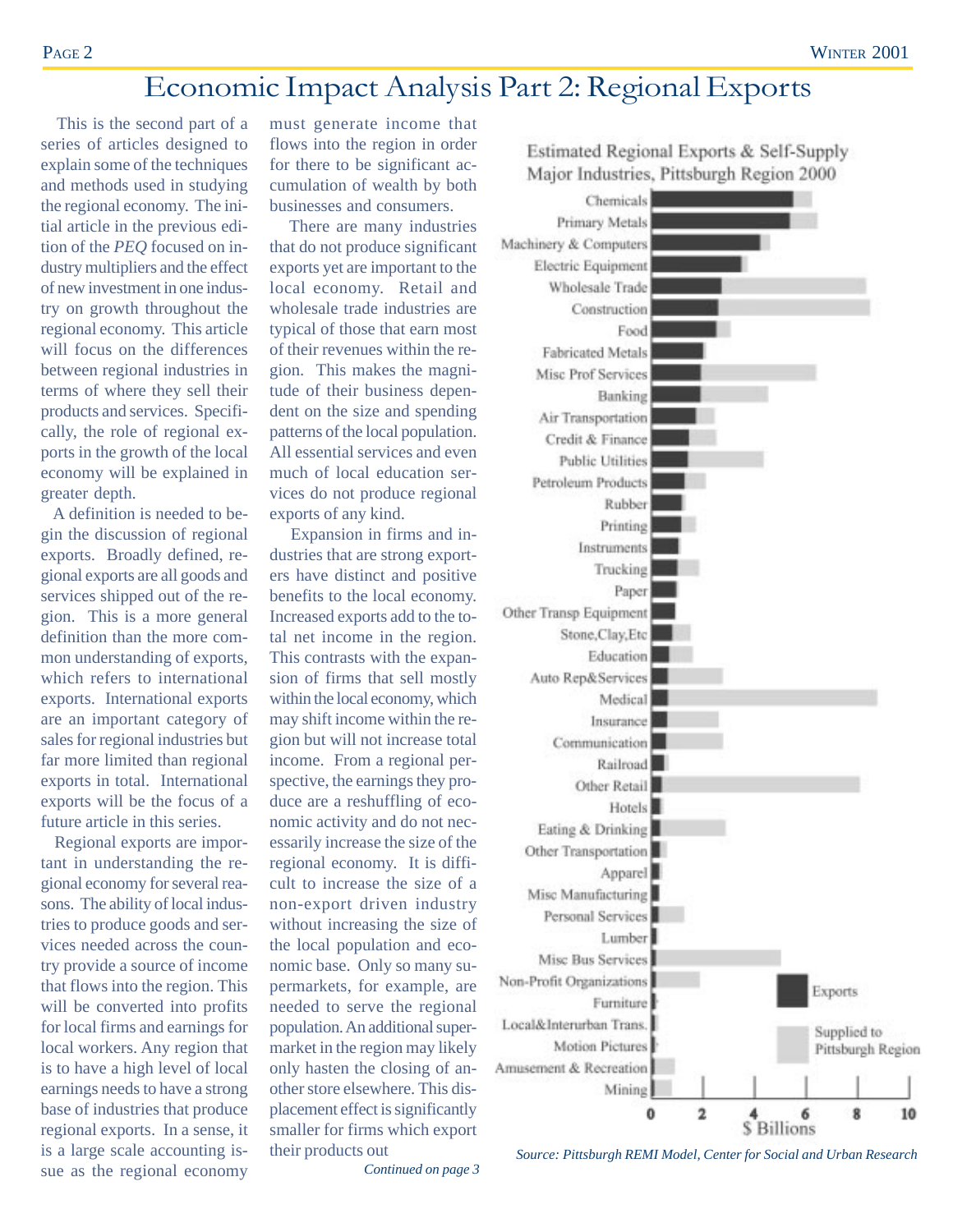# Economic Impact Analysis Part 2: Regional Exports

This is the second part of a series of articles designed to explain some of the techniques and methods used in studying the regional economy. The initial article in the previous edition of the *PEQ* focused on industry multipliers and the effect of new investment in one industry on growth throughout the regional economy. This article will focus on the differences between regional industries in terms of where they sell their products and services. Specifically, the role of regional exports in the growth of the local economy will be explained in greater depth.

A definition is needed to begin the discussion of regional exports. Broadly defined, regional exports are all goods and services shipped out of the region. This is a more general definition than the more common understanding of exports, which refers to international exports. International exports are an important category of sales for regional industries but far more limited than regional exports in total. International exports will be the focus of a future article in this series.

Regional exports are important in understanding the regional economy for several reasons. The ability of local industries to produce goods and services needed across the country provide a source of income that flows into the region. This will be converted into profits for local firms and earnings for local workers. Any region that is to have a high level of local earnings needs to have a strong base of industries that produce regional exports. In a sense, it is a large scale accounting issue as the regional economy must generate income that flows into the region in order for there to be significant accumulation of wealth by both businesses and consumers.

There are many industries that do not produce significant exports yet are important to the local economy. Retail and wholesale trade industries are typical of those that earn most of their revenues within the region. This makes the magnitude of their business dependent on the size and spending patterns of the local population. All essential services and even much of local education services do not produce regional exports of any kind.

Expansion in firms and industries that are strong exporters have distinct and positive benefits to the local economy. Increased exports add to the total net income in the region. This contrasts with the expansion of firms that sell mostly within the local economy, which may shift income within the region but will not increase total income. From a regional perspective, the earnings they produce are a reshuffling of economic activity and do not necessarily increase the size of the regional economy. It is difficult to increase the size of a non-export driven industry without increasing the size of the local population and economic base. Only so many supermarkets, for example, are needed to serve the regional population. An additional supermarket in the region may likely only hasten the closing of another store elsewhere. This displacement effect is significantly smaller for firms which export their products out

*Continued on page 3*

**Estimated Regional Exports & Self-Supply Major Industries, Pittsburgh Region 2000**

Industries (top to bottom): Chemicals, Primary Metals, Machinery & Computers, Electric Equipment, Wholesale Trade, Construction, Food, Fabricated Metals, Misc Prof Services, Banking, Air Transportation, Credit & Finance, Public Utilities, Petroleum Products, Rubber, Printing, Instruments, Trucking, Paper, Other Transp Equipment, Stone,Clay,Etc, Education, Auto Rep&Services, Medical, Insurance, Communication, Railroad, Other Retail, Hotels, Eating & Drinking, Other Transportation, Apparel, Misc Manufacturing, Personal Services, Lumber, Misc Bus Services, Non-Profit Organizations, Furniture, Local&Interurban Trans., Motion Pictures, Amusement & Recreation, Mining

Legend: Exports; Supplied to Pittsburgh Region

$ Billions (0, 2, 4, 6, 8, 10)

*Source: Pittsburgh REMI Model, Center for Social and Urban Research*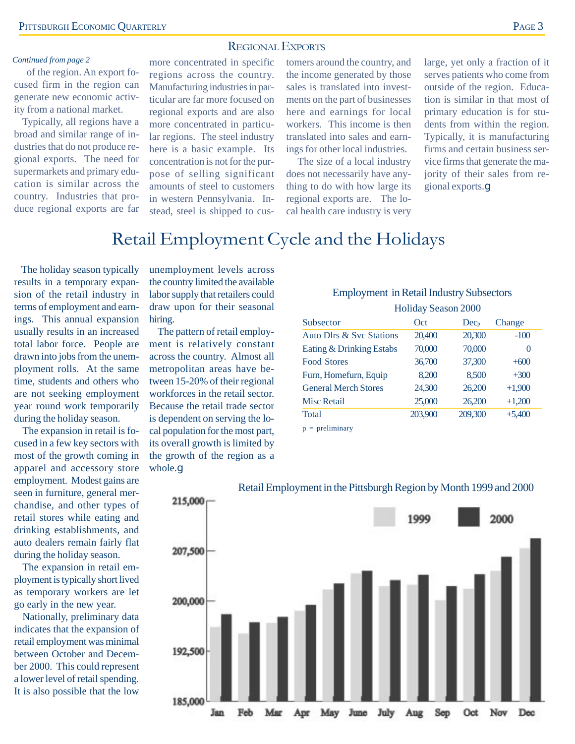## Regional Exports

*Continued from page 2*

of the region. An export focused firm in the region can generate new economic activity from a national market.

Typically, all regions have a broad and similar range of industries that do not produce regional exports. The need for supermarkets and primary education is similar across the country. Industries that produce regional exports are far more concentrated in specific regions across the country. Manufacturing industries in particular are far more focused on regional exports and are also more concentrated in particular regions. The steel industry here is a basic example. Its concentration is not for the purpose of selling significant amounts of steel to customers in western Pennsylvania. Instead, steel is shipped to customers around the country, and the income generated by those sales is translated into investments on the part of businesses here and earnings for local workers. This income is then translated into sales and earnings for other local industries.

The size of a local industry does not necessarily have anything to do with how large its regional exports are. The local health care industry is very large, yet only a fraction of it serves patients who come from outside of the region. Education is similar in that most of primary education is for students from within the region. Typically, it is manufacturing firms and certain business service firms that generate the majority of their sales from regional exports.

# Retail Employment Cycle and the Holidays

The holiday season typically results in a temporary expansion of the retail industry in terms of employment and earnings. This annual expansion usually results in an increased total labor force. People are drawn into jobs from the unemployment rolls. At the same time, students and others who are not seeking employment year round work temporarily during the holiday season.

The expansion in retail is focused in a few key sectors with most of the growth coming in apparel and accessory store employment. Modest gains are seen in furniture, general merchandise, and other types of retail stores while eating and drinking establishments, and auto dealers remain fairly flat during the holiday season.

The expansion in retail employment is typically short lived as temporary workers are let go early in the new year.

Nationally, preliminary data indicates that the expansion of retail employment was minimal between October and December 2000. This could represent a lower level of retail spending. It is also possible that the low unemployment levels across the country limited the available labor supply that retailers could draw upon for their seasonal hiring.

The pattern of retail employment is relatively constant across the country. Almost all metropolitan areas have between 15-20% of their regional workforces in the retail sector. Because the retail trade sector is dependent on serving the local population for the most part, its overall growth is limited by the growth of the region as a whole.

**Employment in Retail Industry Subsectors**
Holiday Season 2000

| Subsector | Oct | Dec p | Change |
|---|---|---|---|
| Auto Dlrs & Svc Stations | 20,400 | 20,300 | -100 |
| Eating & Drinking Estabs | 70,000 | 70,000 | 0 |
| Food Stores | 36,700 | 37,300 | +600 |
| Furn, Homefurn, Equip | 8,200 | 8,500 | +300 |
| General Merch Stores | 24,300 | 26,200 | +1,900 |
| Misc Retail | 25,000 | 26,200 | +1,200 |
| Total | 203,900 | 209,300 | +5,400 |

p = preliminary

Retail Employment in the Pittsburgh Region by Month 1999 and 2000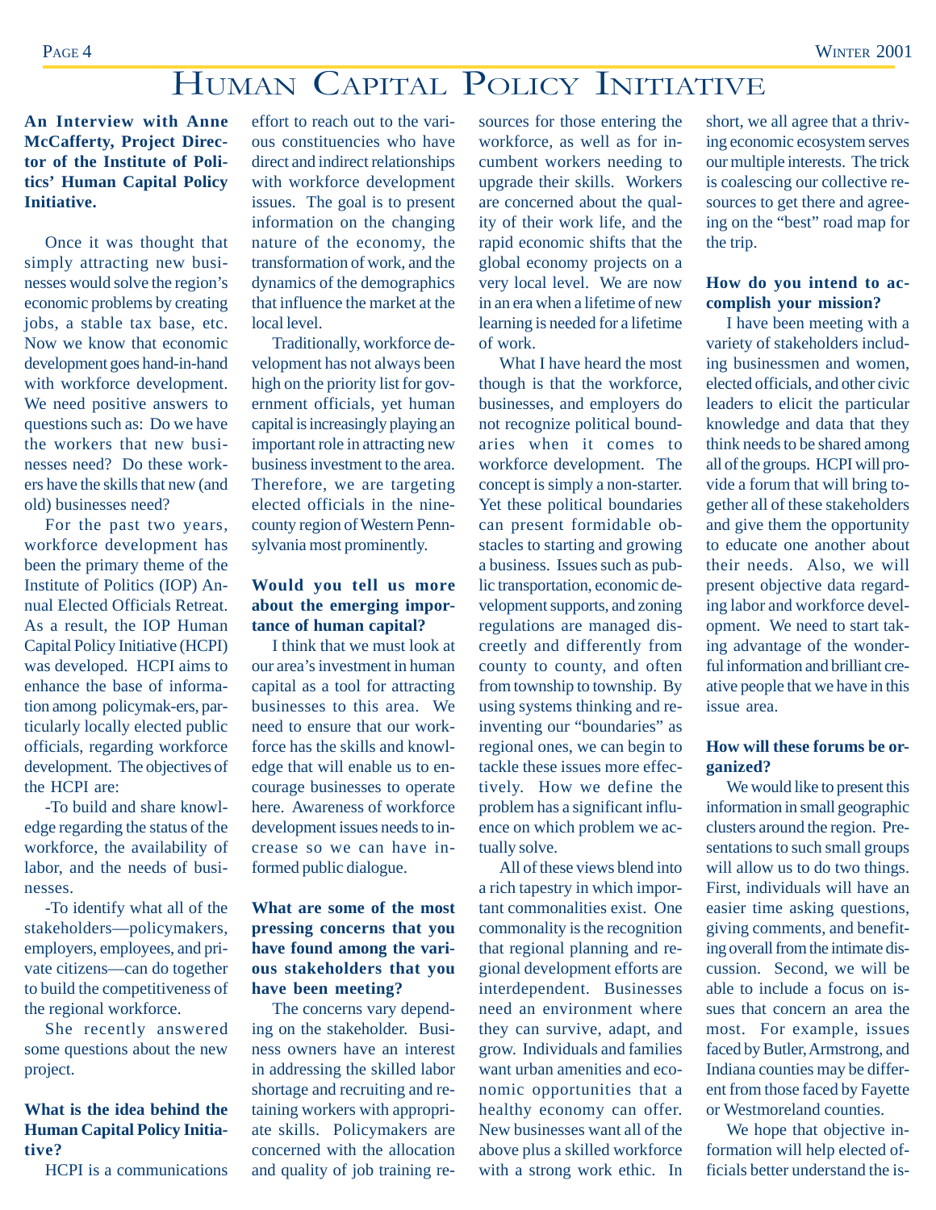# Human Capital Policy Initiative

**An Interview with Anne McCafferty, Project Director of the Institute of Politics' Human Capital Policy Initiative.**

Once it was thought that simply attracting new businesses would solve the region's economic problems by creating jobs, a stable tax base, etc. Now we know that economic development goes hand-in-hand with workforce development. We need positive answers to questions such as: Do we have the workers that new businesses need? Do these workers have the skills that new (and old) businesses need?

For the past two years, workforce development has been the primary theme of the Institute of Politics (IOP) Annual Elected Officials Retreat. As a result, the IOP Human Capital Policy Initiative (HCPI) was developed. HCPI aims to enhance the base of information among policymak-ers, particularly locally elected public officials, regarding workforce development. The objectives of the HCPI are:

-To build and share knowledge regarding the status of the workforce, the availability of labor, and the needs of businesses.

-To identify what all of the stakeholders—policymakers, employers, employees, and private citizens—can do together to build the competitiveness of the regional workforce.

She recently answered some questions about the new project.

**What is the idea behind the Human Capital Policy Initiative?**

HCPI is a communications effort to reach out to the various constituencies who have direct and indirect relationships with workforce development issues. The goal is to present information on the changing nature of the economy, the transformation of work, and the dynamics of the demographics that influence the market at the local level.

Traditionally, workforce development has not always been high on the priority list for government officials, yet human capital is increasingly playing an important role in attracting new business investment to the area. Therefore, we are targeting elected officials in the nine-county region of Western Pennsylvania most prominently.

**Would you tell us more about the emerging importance of human capital?**

I think that we must look at our area's investment in human capital as a tool for attracting businesses to this area. We need to ensure that our workforce has the skills and knowledge that will enable us to encourage businesses to operate here. Awareness of workforce development issues needs to increase so we can have informed public dialogue.

**What are some of the most pressing concerns that you have found among the various stakeholders that you have been meeting?**

The concerns vary depending on the stakeholder. Business owners have an interest in addressing the skilled labor shortage and recruiting and retaining workers with appropriate skills. Policymakers are concerned with the allocation and quality of job training resources for those entering the workforce, as well as for incumbent workers needing to upgrade their skills. Workers are concerned about the quality of their work life, and the rapid economic shifts that the global economy projects on a very local level. We are now in an era when a lifetime of new learning is needed for a lifetime of work.

What I have heard the most though is that the workforce, businesses, and employers do not recognize political boundaries when it comes to workforce development. The concept is simply a non-starter. Yet these political boundaries can present formidable obstacles to starting and growing a business. Issues such as public transportation, economic development supports, and zoning regulations are managed discreetly and differently from county to county, and often from township to township. By using systems thinking and reinventing our "boundaries" as regional ones, we can begin to tackle these issues more effectively. How we define the problem has a significant influence on which problem we actually solve.

All of these views blend into a rich tapestry in which important commonalities exist. One commonality is the recognition that regional planning and regional development efforts are interdependent. Businesses need an environment where they can survive, adapt, and grow. Individuals and families want urban amenities and economic opportunities that a healthy economy can offer. New businesses want all of the above plus a skilled workforce with a strong work ethic. In short, we all agree that a thriving economic ecosystem serves our multiple interests. The trick is coalescing our collective resources to get there and agreeing on the "best" road map for the trip.

**How do you intend to accomplish your mission?**

I have been meeting with a variety of stakeholders including businessmen and women, elected officials, and other civic leaders to elicit the particular knowledge and data that they think needs to be shared among all of the groups. HCPI will provide a forum that will bring together all of these stakeholders and give them the opportunity to educate one another about their needs. Also, we will present objective data regarding labor and workforce development. We need to start taking advantage of the wonderful information and brilliant creative people that we have in this issue area.

**How will these forums be organized?**

We would like to present this information in small geographic clusters around the region. Presentations to such small groups will allow us to do two things. First, individuals will have an easier time asking questions, giving comments, and benefiting overall from the intimate discussion. Second, we will be able to include a focus on issues that concern an area the most. For example, issues faced by Butler, Armstrong, and Indiana counties may be different from those faced by Fayette or Westmoreland counties.

We hope that objective information will help elected officials better understand the is-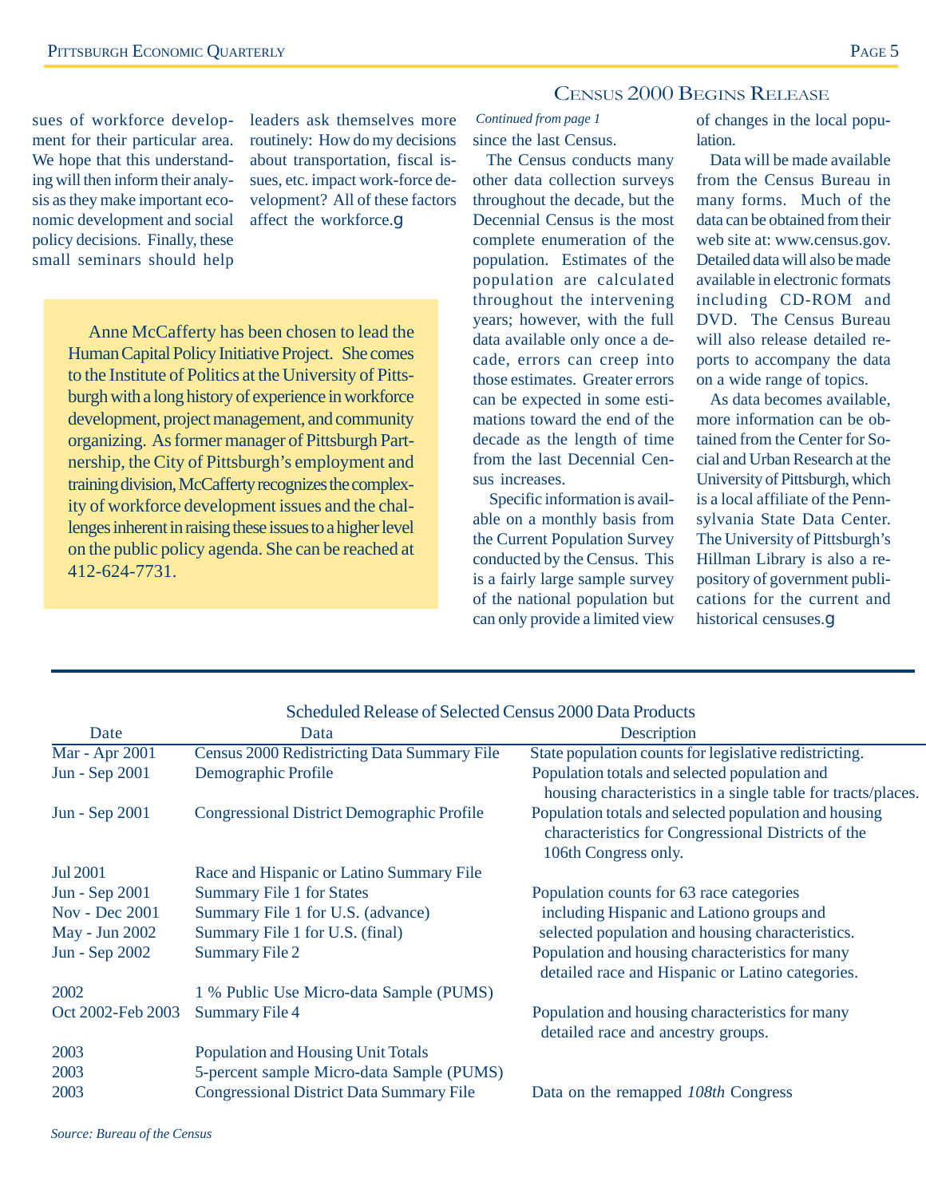sues of workforce development for their particular area. We hope that this understanding will then inform their analysis as they make important economic development and social policy decisions. Finally, these small seminars should help leaders ask themselves more routinely: How do my decisions about transportation, fiscal issues, etc. impact work-force development? All of these factors affect the workforce.g

> Anne McCafferty has been chosen to lead the Human Capital Policy Initiative Project. She comes to the Institute of Politics at the University of Pittsburgh with a long history of experience in workforce development, project management, and community organizing. As former manager of Pittsburgh Partnership, the City of Pittsburgh's employment and training division, McCafferty recognizes the complexity of workforce development issues and the challenges inherent in raising these issues to a higher level on the public policy agenda. She can be reached at 412-624-7731.

## Census 2000 Begins Release

*Continued from page 1*

since the last Census.

The Census conducts many other data collection surveys throughout the decade, but the Decennial Census is the most complete enumeration of the population. Estimates of the population are calculated throughout the intervening years; however, with the full data available only once a decade, errors can creep into those estimates. Greater errors can be expected in some estimations toward the end of the decade as the length of time from the last Decennial Census increases.

Specific information is available on a monthly basis from the Current Population Survey conducted by the Census. This is a fairly large sample survey of the national population but can only provide a limited view of changes in the local population.

Data will be made available from the Census Bureau in many forms. Much of the data can be obtained from their web site at: www.census.gov. Detailed data will also be made available in electronic formats including CD-ROM and DVD. The Census Bureau will also release detailed reports to accompany the data on a wide range of topics.

As data becomes available, more information can be obtained from the Center for Social and Urban Research at the University of Pittsburgh, which is a local affiliate of the Pennsylvania State Data Center. The University of Pittsburgh's Hillman Library is also a repository of government publications for the current and historical censuses.g

### Scheduled Release of Selected Census 2000 Data Products

| Date | Data | Description |
|---|---|---|
| Mar - Apr 2001 | Census 2000 Redistricting Data Summary File | State population counts for legislative redistricting. |
| Jun - Sep 2001 | Demographic Profile | Population totals and selected population and housing characteristics in a single table for tracts/places. |
| Jun - Sep 2001 | Congressional District Demographic Profile | Population totals and selected population and housing characteristics for Congressional Districts of the 106th Congress only. |
| Jul 2001 | Race and Hispanic or Latino Summary File | |
| Jun - Sep 2001 | Summary File 1 for States | Population counts for 63 race categories including Hispanic and Lationo groups and selected population and housing characteristics. |
| Nov - Dec 2001 | Summary File 1 for U.S. (advance) | |
| May - Jun 2002 | Summary File 1 for U.S. (final) | |
| Jun - Sep 2002 | Summary File 2 | Population and housing characteristics for many detailed race and Hispanic or Latino categories. |
| 2002 | 1 % Public Use Micro-data Sample (PUMS) | |
| Oct 2002-Feb 2003 | Summary File 4 | Population and housing characteristics for many detailed race and ancestry groups. |
| 2003 | Population and Housing Unit Totals | |
| 2003 | 5-percent sample Micro-data Sample (PUMS) | |
| 2003 | Congressional District Data Summary File | Data on the remapped *108th* Congress |

*Source: Bureau of the Census*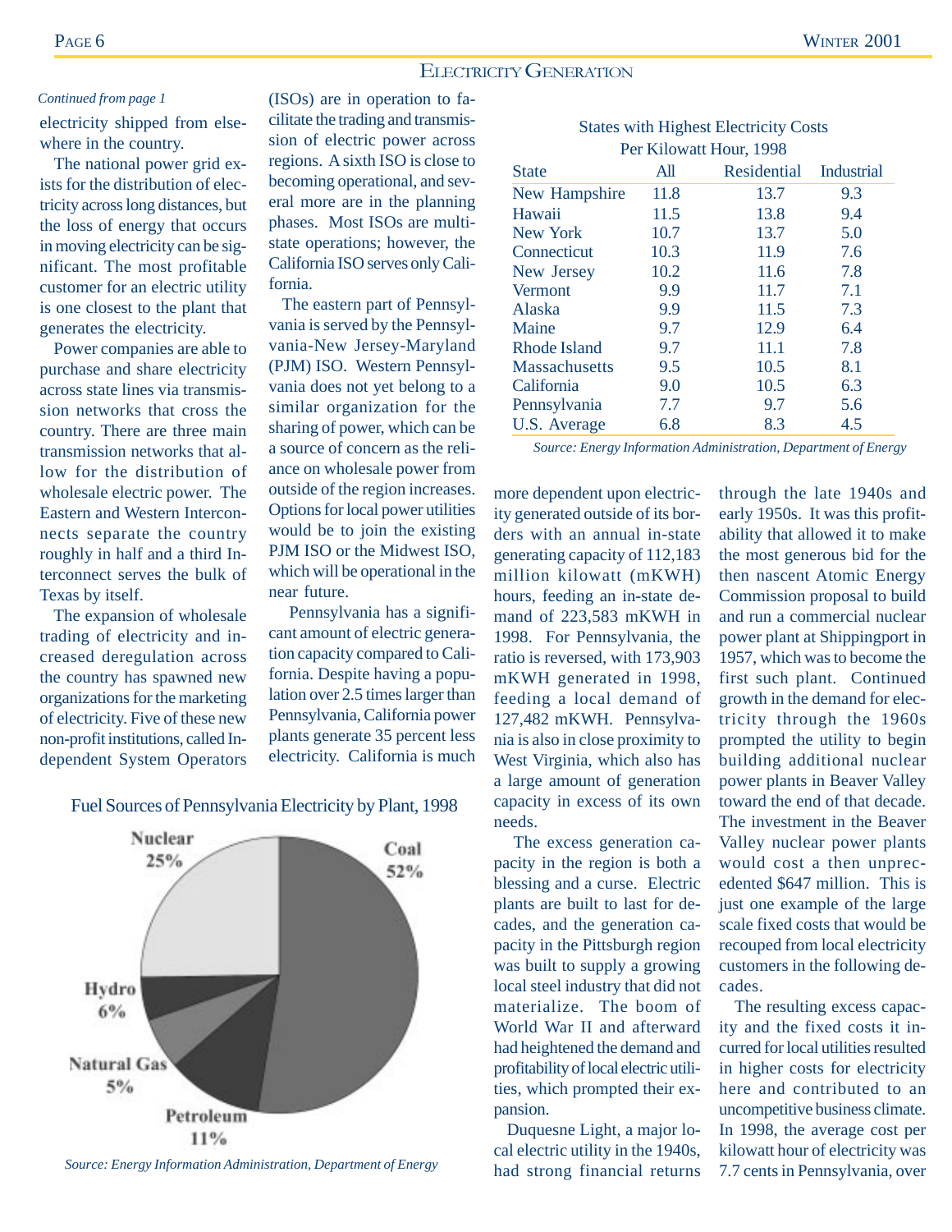## ELECTRICITY GENERATION

*Continued from page 1*

electricity shipped from elsewhere in the country.

The national power grid exists for the distribution of electricity across long distances, but the loss of energy that occurs in moving electricity can be significant. The most profitable customer for an electric utility is one closest to the plant that generates the electricity.

Power companies are able to purchase and share electricity across state lines via transmission networks that cross the country. There are three main transmission networks that allow for the distribution of wholesale electric power. The Eastern and Western Interconnects separate the country roughly in half and a third Interconnect serves the bulk of Texas by itself.

The expansion of wholesale trading of electricity and increased deregulation across the country has spawned new organizations for the marketing of electricity. Five of these new non-profit institutions, called Independent System Operators (ISOs) are in operation to facilitate the trading and transmission of electric power across regions. A sixth ISO is close to becoming operational, and several more are in the planning phases. Most ISOs are multistate operations; however, the California ISO serves only California.

The eastern part of Pennsylvania is served by the Pennsylvania-New Jersey-Maryland (PJM) ISO. Western Pennsylvania does not yet belong to a similar organization for the sharing of power, which can be a source of concern as the reliance on wholesale power from outside of the region increases. Options for local power utilities would be to join the existing PJM ISO or the Midwest ISO, which will be operational in the near future.

Pennsylvania has a significant amount of electric generation capacity compared to California. Despite having a population over 2.5 times larger than Pennsylvania, California power plants generate 35 percent less electricity. California is much more dependent upon electricity generated outside of its borders with an annual in-state generating capacity of 112,183 million kilowatt (mKWH) hours, feeding an in-state demand of 223,583 mKWH in 1998. For Pennsylvania, the ratio is reversed, with 173,903 mKWH generated in 1998, feeding a local demand of 127,482 mKWH. Pennsylvania is also in close proximity to West Virginia, which also has a large amount of generation capacity in excess of its own needs.

States with Highest Electricity Costs
Per Kilowatt Hour, 1998

| State | All | Residential | Industrial |
|---|---|---|---|
| New Hampshire | 11.8 | 13.7 | 9.3 |
| Hawaii | 11.5 | 13.8 | 9.4 |
| New York | 10.7 | 13.7 | 5.0 |
| Connecticut | 10.3 | 11.9 | 7.6 |
| New Jersey | 10.2 | 11.6 | 7.8 |
| Vermont | 9.9 | 11.7 | 7.1 |
| Alaska | 9.9 | 11.5 | 7.3 |
| Maine | 9.7 | 12.9 | 6.4 |
| Rhode Island | 9.7 | 11.1 | 7.8 |
| Massachusetts | 9.5 | 10.5 | 8.1 |
| California | 9.0 | 10.5 | 6.3 |
| Pennsylvania | 7.7 | 9.7 | 5.6 |
| U.S. Average | 6.8 | 8.3 | 4.5 |

*Source: Energy Information Administration, Department of Energy*

Fuel Sources of Pennsylvania Electricity by Plant, 1998

Coal 52%, Nuclear 25%, Petroleum 11%, Hydro 6%, Natural Gas 5%

*Source: Energy Information Administration, Department of Energy*

The excess generation capacity in the region is both a blessing and a curse. Electric plants are built to last for decades, and the generation capacity in the Pittsburgh region was built to supply a growing local steel industry that did not materialize. The boom of World War II and afterward had heightened the demand and profitability of local electric utilities, which prompted their expansion.

Duquesne Light, a major local electric utility in the 1940s, had strong financial returns through the late 1940s and early 1950s. It was this profitability that allowed it to make the most generous bid for the then nascent Atomic Energy Commission proposal to build and run a commercial nuclear power plant at Shippingport in 1957, which was to become the first such plant. Continued growth in the demand for electricity through the 1960s prompted the utility to begin building additional nuclear power plants in Beaver Valley toward the end of that decade. The investment in the Beaver Valley nuclear power plants would cost a then unprecedented $647 million. This is just one example of the large scale fixed costs that would be recouped from local electricity customers in the following decades.

The resulting excess capacity and the fixed costs it incurred for local utilities resulted in higher costs for electricity here and contributed to an uncompetitive business climate. In 1998, the average cost per kilowatt hour of electricity was 7.7 cents in Pennsylvania, over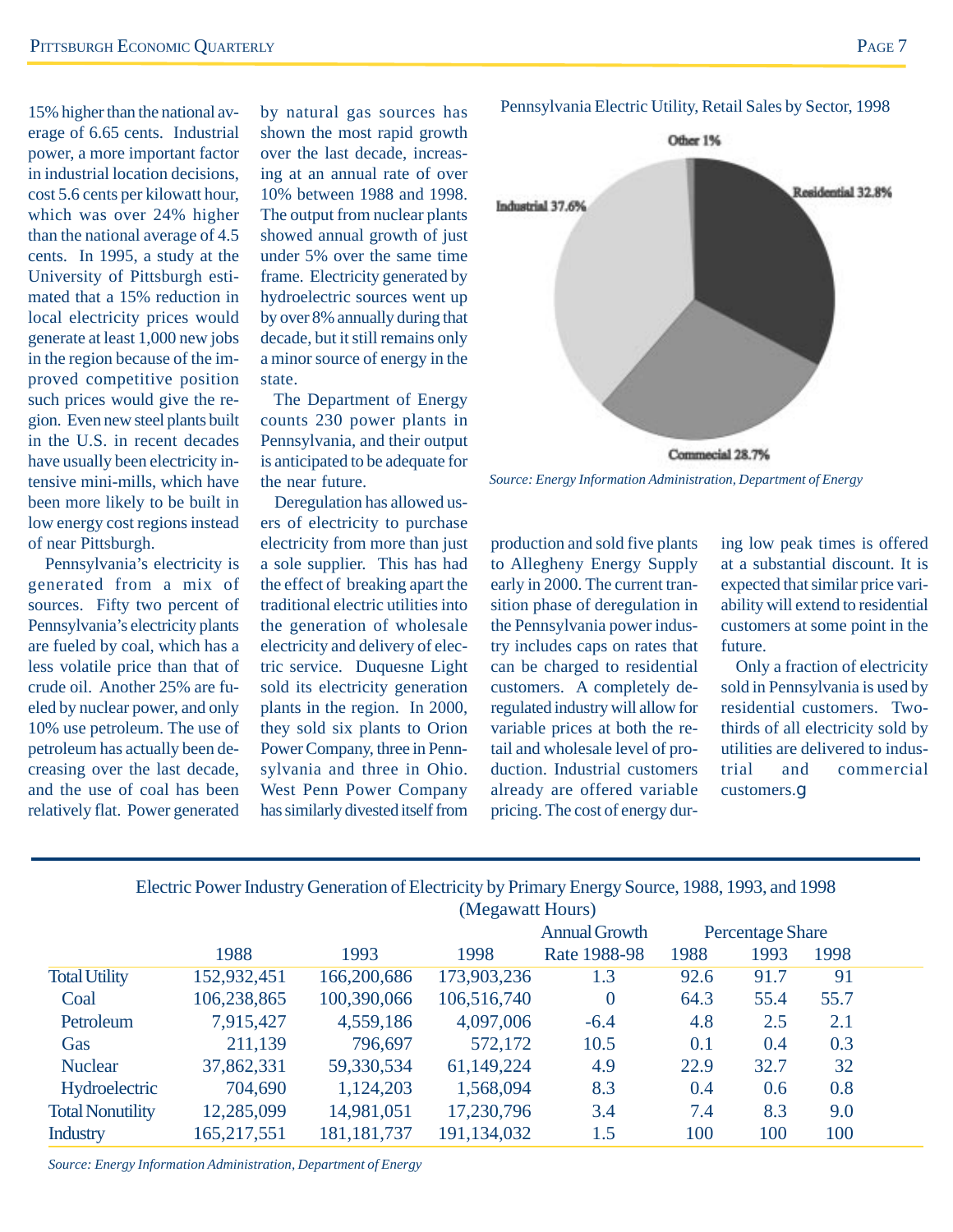15% higher than the national average of 6.65 cents. Industrial power, a more important factor in industrial location decisions, cost 5.6 cents per kilowatt hour, which was over 24% higher than the national average of 4.5 cents. In 1995, a study at the University of Pittsburgh estimated that a 15% reduction in local electricity prices would generate at least 1,000 new jobs in the region because of the improved competitive position such prices would give the region. Even new steel plants built in the U.S. in recent decades have usually been electricity intensive mini-mills, which have been more likely to be built in low energy cost regions instead of near Pittsburgh.

Pennsylvania's electricity is generated from a mix of sources. Fifty two percent of Pennsylvania's electricity plants are fueled by coal, which has a less volatile price than that of crude oil. Another 25% are fueled by nuclear power, and only 10% use petroleum. The use of petroleum has actually been decreasing over the last decade, and the use of coal has been relatively flat. Power generated by natural gas sources has shown the most rapid growth over the last decade, increasing at an annual rate of over 10% between 1988 and 1998. The output from nuclear plants showed annual growth of just under 5% over the same time frame. Electricity generated by hydroelectric sources went up by over 8% annually during that decade, but it still remains only a minor source of energy in the state.

The Department of Energy counts 230 power plants in Pennsylvania, and their output is anticipated to be adequate for the near future.

Deregulation has allowed users of electricity to purchase electricity from more than just a sole supplier. This has had the effect of breaking apart the traditional electric utilities into the generation of wholesale electricity and delivery of electric service. Duquesne Light sold its electricity generation plants in the region. In 2000, they sold six plants to Orion Power Company, three in Pennsylvania and three in Ohio. West Penn Power Company has similarly divested itself from production and sold five plants to Allegheny Energy Supply early in 2000. The current transition phase of deregulation in the Pennsylvania power industry includes caps on rates that can be charged to residential customers. A completely deregulated industry will allow for variable prices at both the retail and wholesale level of production. Industrial customers already are offered variable pricing. The cost of energy during low peak times is offered at a substantial discount. It is expected that similar price variability will extend to residential customers at some point in the future.

Only a fraction of electricity sold in Pennsylvania is used by residential customers. Two-thirds of all electricity sold by utilities are delivered to industrial and commercial customers.

Pennsylvania Electric Utility, Retail Sales by Sector, 1998

| Sector | Share |
|---|---|
| Residential | 32.8% |
| Commercial | 28.7% |
| Industrial | 37.6% |
| Other | 1% |

*Source: Energy Information Administration, Department of Energy*

Electric Power Industry Generation of Electricity by Primary Energy Source, 1988, 1993, and 1998
(Megawatt Hours)

| | 1988 | 1993 | 1998 | Annual Growth Rate 1988-98 | Percentage Share 1988 | Percentage Share 1993 | Percentage Share 1998 |
|---|---|---|---|---|---|---|---|
| Total Utility | 152,932,451 | 166,200,686 | 173,903,236 | 1.3 | 92.6 | 91.7 | 91 |
| Coal | 106,238,865 | 100,390,066 | 106,516,740 | 0 | 64.3 | 55.4 | 55.7 |
| Petroleum | 7,915,427 | 4,559,186 | 4,097,006 | -6.4 | 4.8 | 2.5 | 2.1 |
| Gas | 211,139 | 796,697 | 572,172 | 10.5 | 0.1 | 0.4 | 0.3 |
| Nuclear | 37,862,331 | 59,330,534 | 61,149,224 | 4.9 | 22.9 | 32.7 | 32 |
| Hydroelectric | 704,690 | 1,124,203 | 1,568,094 | 8.3 | 0.4 | 0.6 | 0.8 |
| Total Nonutility | 12,285,099 | 14,981,051 | 17,230,796 | 3.4 | 7.4 | 8.3 | 9.0 |
| Industry | 165,217,551 | 181,181,737 | 191,134,032 | 1.5 | 100 | 100 | 100 |

*Source: Energy Information Administration, Department of Energy*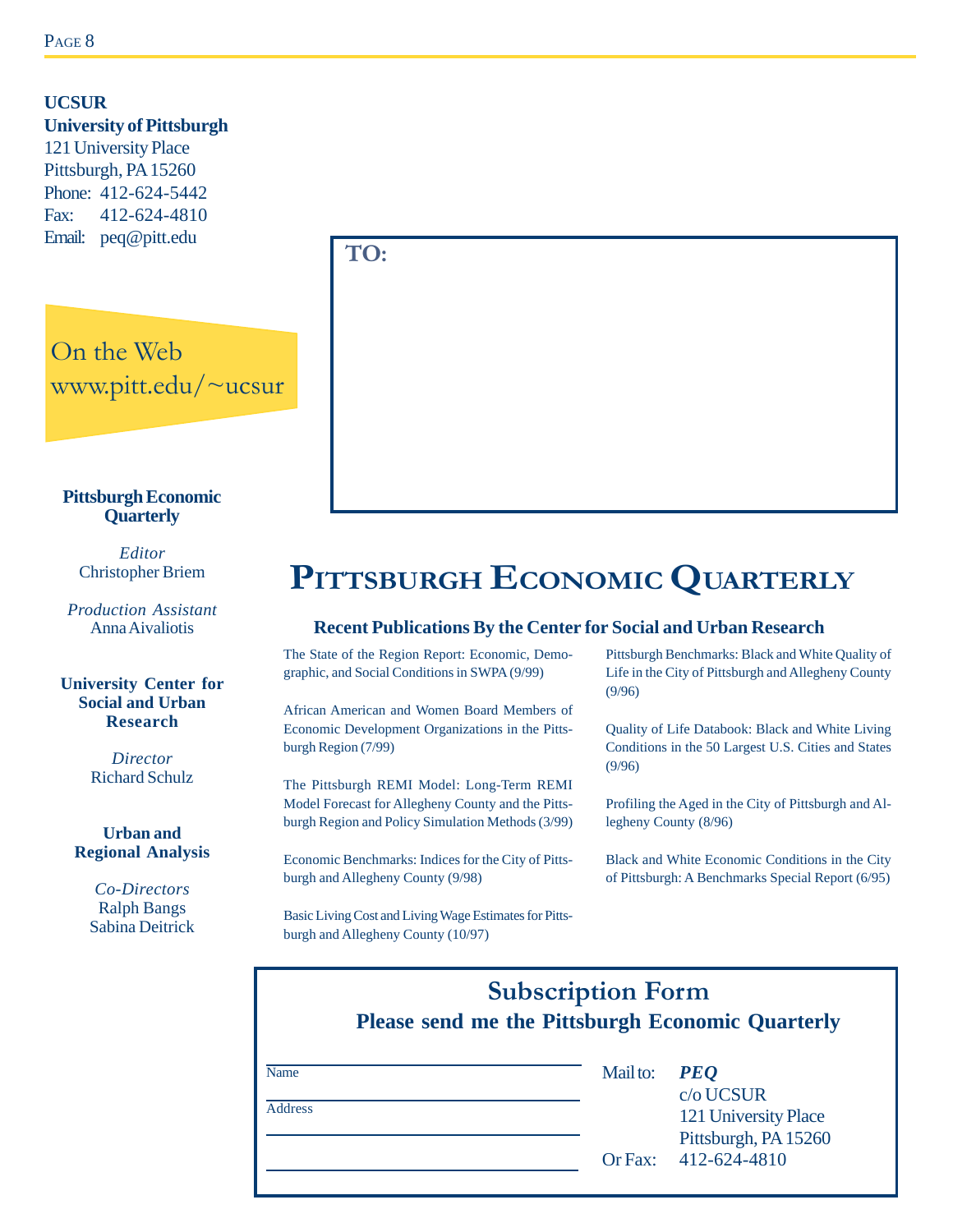**UCSUR**
**University of Pittsburgh**
121 University Place
Pittsburgh, PA 15260
Phone: 412-624-5442
Fax: 412-624-4810
Email: peq@pitt.edu

On the Web
www.pitt.edu/~ucsur

**Pittsburgh Economic Quarterly**

*Editor*
Christopher Briem

*Production Assistant*
Anna Aivaliotis

**University Center for Social and Urban Research**

*Director*
Richard Schulz

**Urban and Regional Analysis**

*Co-Directors*
Ralph Bangs
Sabina Deitrick

**TO:**

# Pittsburgh Economic Quarterly

### Recent Publications By the Center for Social and Urban Research

The State of the Region Report: Economic, Demographic, and Social Conditions in SWPA (9/99)

African American and Women Board Members of Economic Development Organizations in the Pittsburgh Region (7/99)

The Pittsburgh REMI Model: Long-Term REMI Model Forecast for Allegheny County and the Pittsburgh Region and Policy Simulation Methods (3/99)

Economic Benchmarks: Indices for the City of Pittsburgh and Allegheny County (9/98)

Basic Living Cost and Living Wage Estimates for Pittsburgh and Allegheny County (10/97)

Pittsburgh Benchmarks: Black and White Quality of Life in the City of Pittsburgh and Allegheny County (9/96)

Quality of Life Databook: Black and White Living Conditions in the 50 Largest U.S. Cities and States (9/96)

Profiling the Aged in the City of Pittsburgh and Allegheny County (8/96)

Black and White Economic Conditions in the City of Pittsburgh: A Benchmarks Special Report (6/95)

## Subscription Form

**Please send me the Pittsburgh Economic Quarterly**

Name

Address

Mail to: ***PEQ***
c/o UCSUR
121 University Place
Pittsburgh, PA 15260

Or Fax: 412-624-4810